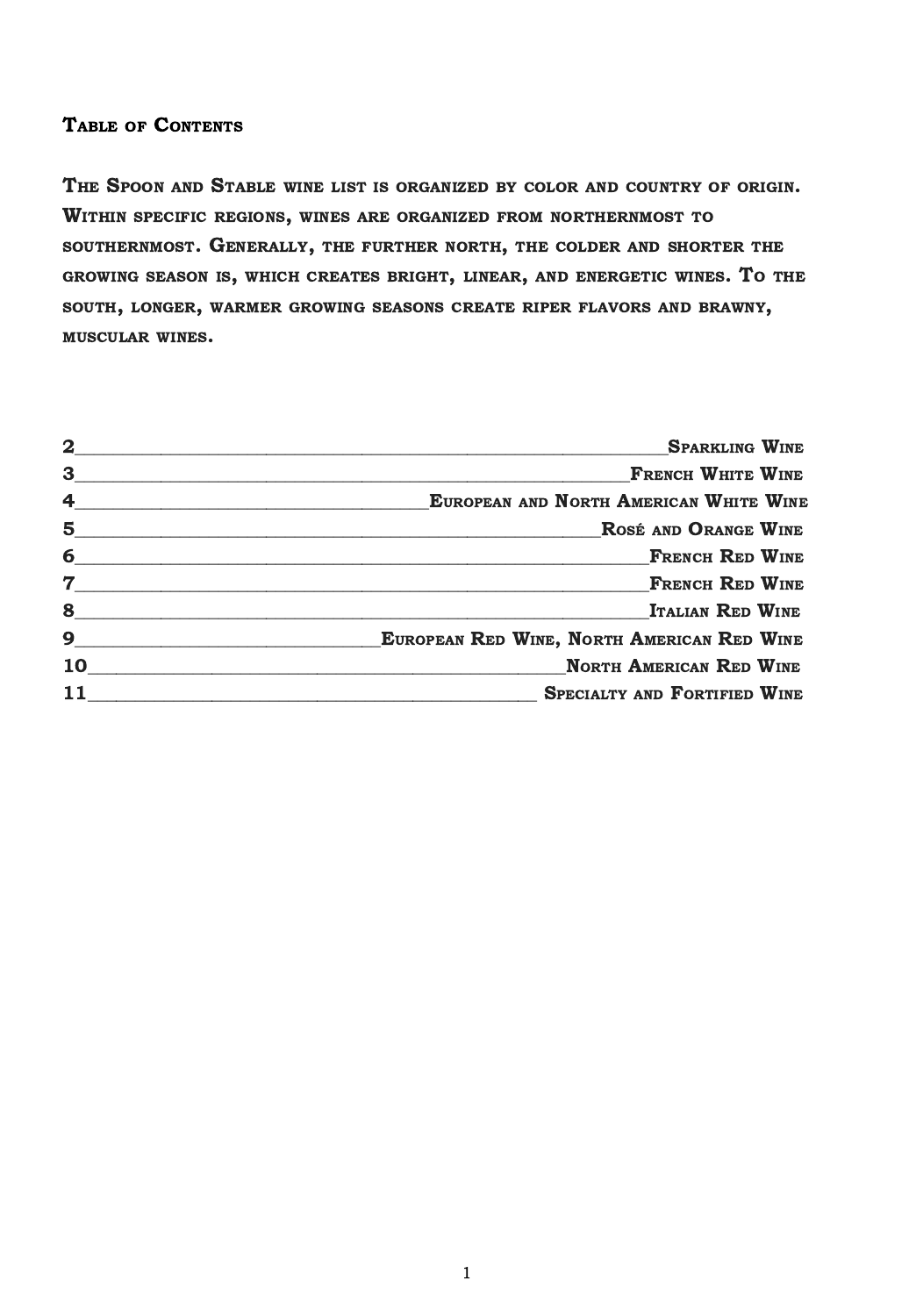## Table of Contents

The Spoon and Stable wine list is organized by color and country of origin. Within specific regions, wines are organized from northernmost to southernmost. Generally, the further north, the colder and shorter the growing season is, which creates bright, linear, and energetic wines. To the south, longer, warmer growing seasons create riper flavors and brawny, muscular wines.

| Page | Section |
|---|---|
| 2 | Sparkling Wine |
| 3 | French White Wine |
| 4 | European and North American White Wine |
| 5 | Rosé and Orange Wine |
| 6 | French Red Wine |
| 7 | French Red Wine |
| 8 | Italian Red Wine |
| 9 | European Red Wine, North American Red Wine |
| 10 | North American Red Wine |
| 11 | Specialty and Fortified Wine |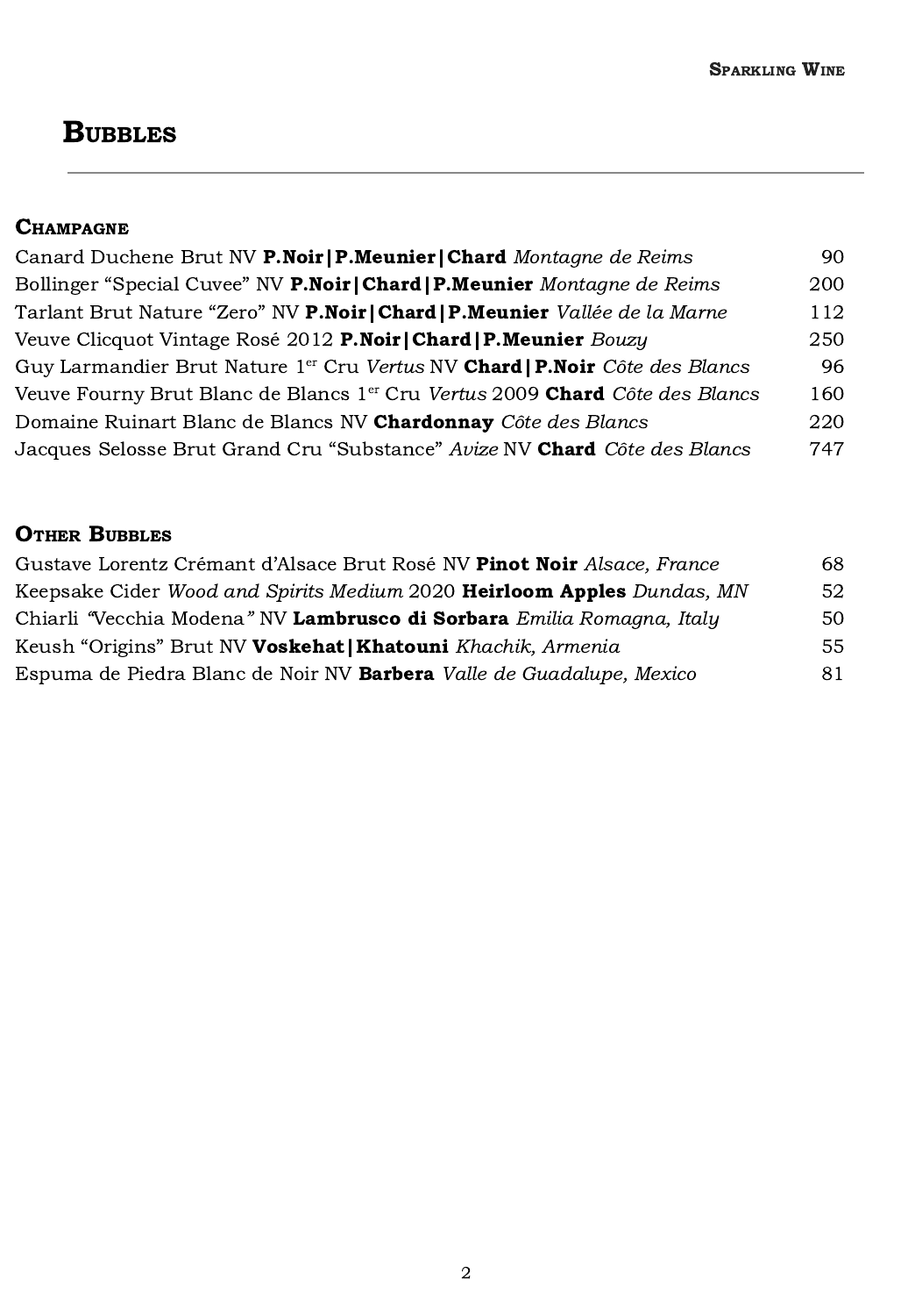# Bubbles

## Champagne

Canard Duchene Brut NV **P.Noir|P.Meunier|Chard** *Montagne de Reims* 90

Bollinger “Special Cuvee” NV **P.Noir|Chard|P.Meunier** *Montagne de Reims* 200

Tarlant Brut Nature “Zero” NV **P.Noir|Chard|P.Meunier** *Vallée de la Marne* 112

Veuve Clicquot Vintage Rosé 2012 **P.Noir|Chard|P.Meunier** *Bouzy* 250

Guy Larmandier Brut Nature 1[er] Cru *Vertus* NV **Chard|P.Noir** *Côte des Blancs* 96

Veuve Fourny Brut Blanc de Blancs 1[er] Cru *Vertus* 2009 **Chard** *Côte des Blancs* 160

Domaine Ruinart Blanc de Blancs NV **Chardonnay** *Côte des Blancs* 220

Jacques Selosse Brut Grand Cru “Substance” *Avize* NV **Chard** *Côte des Blancs* 747

## Other Bubbles

Gustave Lorentz Crémant d’Alsace Brut Rosé NV **Pinot Noir** *Alsace, France* 68

Keepsake Cider *Wood and Spirits Medium* 2020 **Heirloom Apples** *Dundas, MN* 52

Chiarli *“Vecchia Modena”* NV **Lambrusco di Sorbara** *Emilia Romagna, Italy* 50

Keush “Origins” Brut NV **Voskehat|Khatouni** *Khachik, Armenia* 55

Espuma de Piedra Blanc de Noir NV **Barbera** *Valle de Guadalupe, Mexico* 81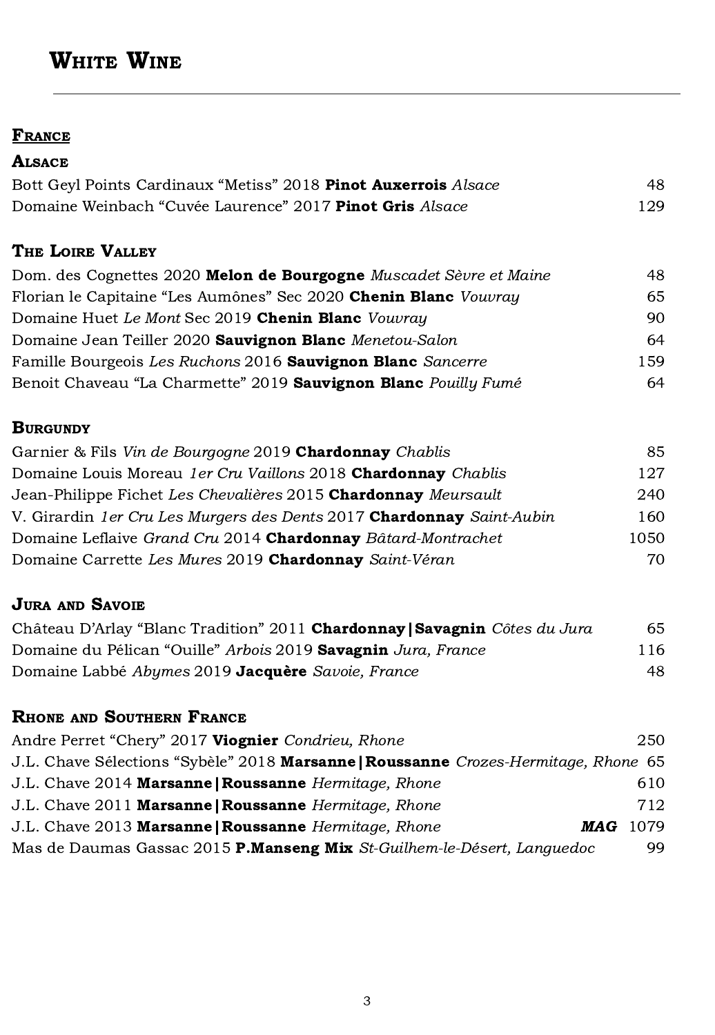# White Wine

## France

### Alsace

Bott Geyl Points Cardinaux "Metiss" 2018 **Pinot Auxerrois** *Alsace* 48

Domaine Weinbach "Cuvée Laurence" 2017 **Pinot Gris** *Alsace* 129

### The Loire Valley

Dom. des Cognettes 2020 **Melon de Bourgogne** *Muscadet Sèvre et Maine* 48

Florian le Capitaine "Les Aumônes" Sec 2020 **Chenin Blanc** *Vouvray* 65

Domaine Huet *Le Mont* Sec 2019 **Chenin Blanc** *Vouvray* 90

Domaine Jean Teiller 2020 **Sauvignon Blanc** *Menetou-Salon* 64

Famille Bourgeois *Les Ruchons* 2016 **Sauvignon Blanc** *Sancerre* 159

Benoit Chaveau "La Charmette" 2019 **Sauvignon Blanc** *Pouilly Fumé* 64

### Burgundy

Garnier & Fils *Vin de Bourgogne* 2019 **Chardonnay** *Chablis* 85

Domaine Louis Moreau *1er Cru Vaillons* 2018 **Chardonnay** *Chablis* 127

Jean-Philippe Fichet *Les Chevalières* 2015 **Chardonnay** *Meursault* 240

V. Girardin *1er Cru Les Murgers des Dents* 2017 **Chardonnay** *Saint-Aubin* 160

Domaine Leflaive *Grand Cru* 2014 **Chardonnay** *Bâtard-Montrachet* 1050

Domaine Carrette *Les Mures* 2019 **Chardonnay** *Saint-Véran* 70

### Jura and Savoie

Château D'Arlay "Blanc Tradition" 2011 **Chardonnay|Savagnin** *Côtes du Jura* 65

Domaine du Pélican "Ouille" *Arbois* 2019 **Savagnin** *Jura, France* 116

Domaine Labbé *Abymes* 2019 **Jacquère** *Savoie, France* 48

### Rhone and Southern France

Andre Perret "Chery" 2017 **Viognier** *Condrieu, Rhone* 250

J.L. Chave Sélections "Sybèle" 2018 **Marsanne|Roussanne** *Crozes-Hermitage, Rhone* 65

J.L. Chave 2014 **Marsanne|Roussanne** *Hermitage, Rhone* 610

J.L. Chave 2011 **Marsanne|Roussanne** *Hermitage, Rhone* 712

J.L. Chave 2013 **Marsanne|Roussanne** *Hermitage, Rhone* ***MAG*** 1079

Mas de Daumas Gassac 2015 **P.Manseng Mix** *St-Guilhem-le-Désert, Languedoc* 99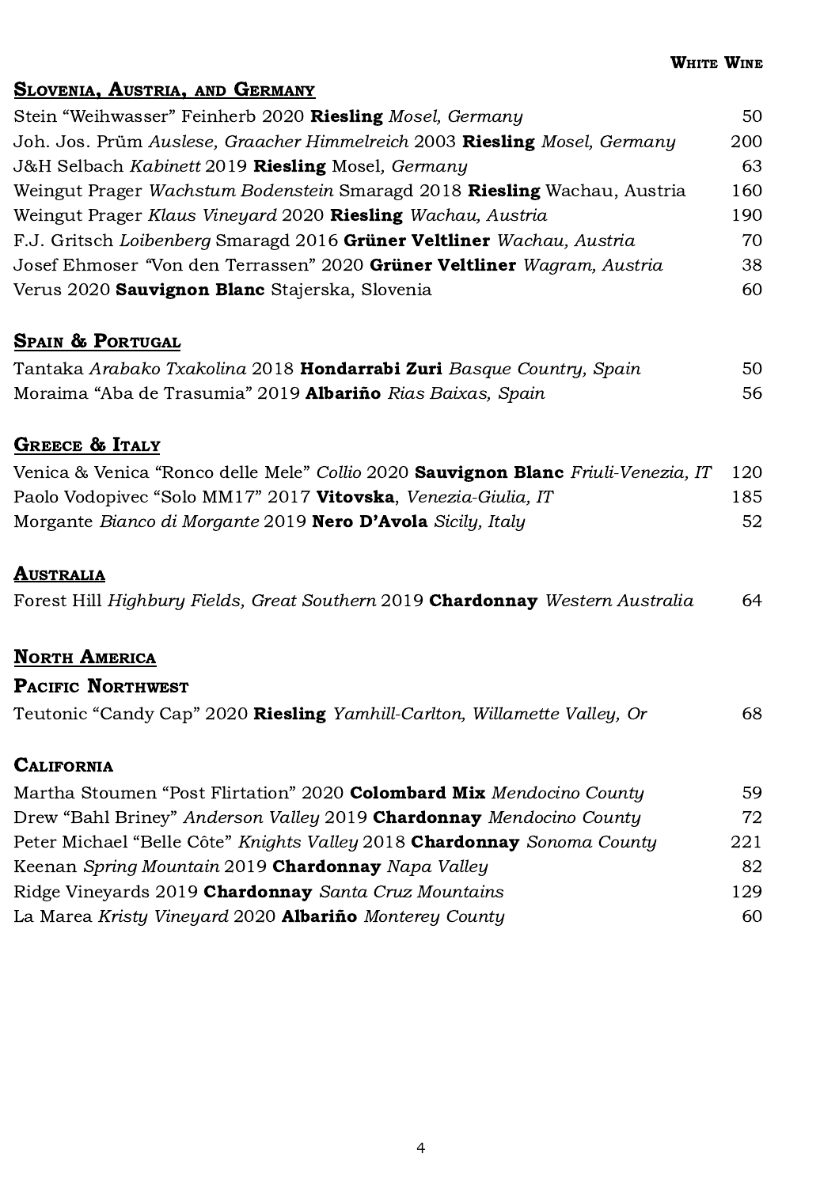# White Wine

## Slovenia, Austria, and Germany

| Wine | Price |
|---|---|
| Stein "Weihwasser" Feinherb 2020 **Riesling** *Mosel, Germany* | 50 |
| Joh. Jos. Prüm *Auslese, Graacher Himmelreich* 2003 **Riesling** *Mosel, Germany* | 200 |
| J&H Selbach *Kabinett* 2019 **Riesling** Mosel*, Germany* | 63 |
| Weingut Prager *Wachstum Bodenstein* Smaragd 2018 **Riesling** Wachau, Austria | 160 |
| Weingut Prager *Klaus Vineyard* 2020 **Riesling** *Wachau, Austria* | 190 |
| F.J. Gritsch *Loibenberg* Smaragd 2016 **Grüner Veltliner** *Wachau, Austria* | 70 |
| Josef Ehmoser *"Von den Terrassen"* 2020 **Grüner Veltliner** *Wagram, Austria* | 38 |
| Verus 2020 **Sauvignon Blanc** Stajerska, Slovenia | 60 |

## Spain & Portugal

| Wine | Price |
|---|---|
| Tantaka *Arabako Txakolina* 2018 **Hondarrabi Zuri** *Basque Country, Spain* | 50 |
| Moraima "Aba de Trasumia" 2019 **Albariño** *Rias Baixas, Spain* | 56 |

## Greece & Italy

| Wine | Price |
|---|---|
| Venica & Venica "Ronco delle Mele" *Collio* 2020 **Sauvignon Blanc** *Friuli-Venezia, IT* | 120 |
| Paolo Vodopivec "Solo MM17" 2017 **Vitovska**, *Venezia-Giulia, IT* | 185 |
| Morgante *Bianco di Morgante* 2019 **Nero D'Avola** *Sicily, Italy* | 52 |

## Australia

| Wine | Price |
|---|---|
| Forest Hill *Highbury Fields, Great Southern* 2019 **Chardonnay** *Western Australia* | 64 |

## North America

### Pacific Northwest

| Wine | Price |
|---|---|
| Teutonic "Candy Cap" 2020 **Riesling** *Yamhill-Carlton, Willamette Valley, Or* | 68 |

### California

| Wine | Price |
|---|---|
| Martha Stoumen "Post Flirtation" 2020 **Colombard Mix** *Mendocino County* | 59 |
| Drew "Bahl Briney" *Anderson Valley* 2019 **Chardonnay** *Mendocino County* | 72 |
| Peter Michael "Belle Côte" *Knights Valley* 2018 **Chardonnay** *Sonoma County* | 221 |
| Keenan *Spring Mountain* 2019 **Chardonnay** *Napa Valley* | 82 |
| Ridge Vineyards 2019 **Chardonnay** *Santa Cruz Mountains* | 129 |
| La Marea *Kristy Vineyard* 2020 **Albariño** *Monterey County* | 60 |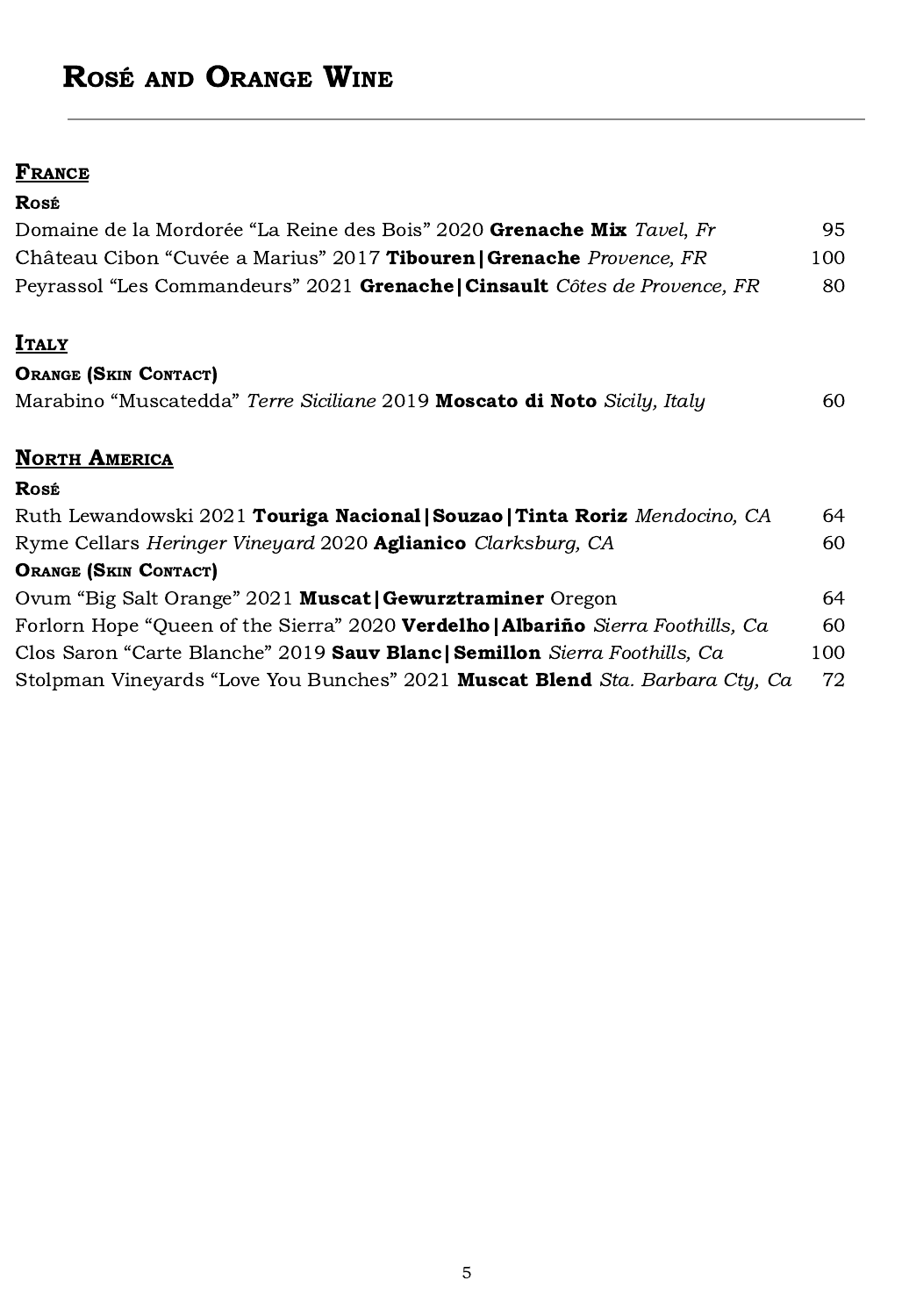# Rosé and Orange Wine

## France

### Rosé

| | |
|---|---|
| Domaine de la Mordorée “La Reine des Bois” 2020 **Grenache Mix** *Tavel, Fr* | 95 |
| Château Cibon “Cuvée a Marius” 2017 **Tibouren\|Grenache** *Provence, FR* | 100 |
| Peyrassol “Les Commandeurs” 2021 **Grenache\|Cinsault** *Côtes de Provence, FR* | 80 |

## Italy

### Orange (Skin Contact)

| | |
|---|---|
| Marabino “Muscatedda” *Terre Siciliane* 2019 **Moscato di Noto** *Sicily, Italy* | 60 |

## North America

### Rosé

| | |
|---|---|
| Ruth Lewandowski 2021 **Touriga Nacional\|Souzao\|Tinta Roriz** *Mendocino, CA* | 64 |
| Ryme Cellars *Heringer Vineyard* 2020 **Aglianico** *Clarksburg, CA* | 60 |

### Orange (Skin Contact)

| | |
|---|---|
| Ovum “Big Salt Orange” 2021 **Muscat\|Gewurztraminer** Oregon | 64 |
| Forlorn Hope “Queen of the Sierra” 2020 **Verdelho\|Albariño** *Sierra Foothills, Ca* | 60 |
| Clos Saron “Carte Blanche” 2019 **Sauv Blanc\|Semillon** *Sierra Foothills, Ca* | 100 |
| Stolpman Vineyards “Love You Bunches” 2021 **Muscat Blend** *Sta. Barbara Cty, Ca* | 72 |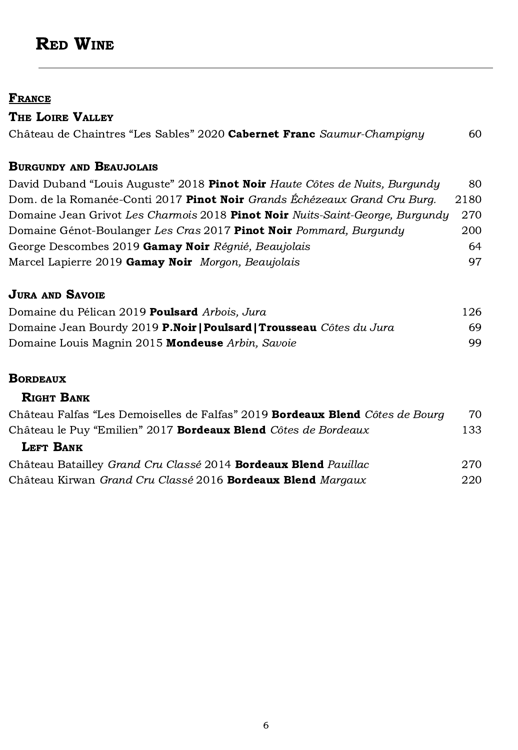# Red Wine

## France

### The Loire Valley

Château de Chaintres "Les Sables" 2020 **Cabernet Franc** *Saumur-Champigny* 60

### Burgundy and Beaujolais

David Duband "Louis Auguste" 2018 **Pinot Noir** *Haute Côtes de Nuits, Burgundy* 80

Dom. de la Romanée-Conti 2017 **Pinot Noir** *Grands Échézeaux Grand Cru Burg.* 2180

Domaine Jean Grivot *Les Charmois* 2018 **Pinot Noir** *Nuits-Saint-George, Burgundy* 270

Domaine Génot-Boulanger *Les Cras* 2017 **Pinot Noir** *Pommard, Burgundy* 200

George Descombes 2019 **Gamay Noir** *Régnié, Beaujolais* 64

Marcel Lapierre 2019 **Gamay Noir** *Morgon, Beaujolais* 97

### Jura and Savoie

Domaine du Pélican 2019 **Poulsard** *Arbois, Jura* 126

Domaine Jean Bourdy 2019 **P.Noir|Poulsard|Trousseau** *Côtes du Jura* 69

Domaine Louis Magnin 2015 **Mondeuse** *Arbin, Savoie* 99

### Bordeaux

#### Right Bank

Château Falfas "Les Demoiselles de Falfas" 2019 **Bordeaux Blend** *Côtes de Bourg* 70

Château le Puy "Emilien" 2017 **Bordeaux Blend** *Côtes de Bordeaux* 133

#### Left Bank

Château Batailley *Grand Cru Classé* 2014 **Bordeaux Blend** *Pauillac* 270

Château Kirwan *Grand Cru Classé* 2016 **Bordeaux Blend** *Margaux* 220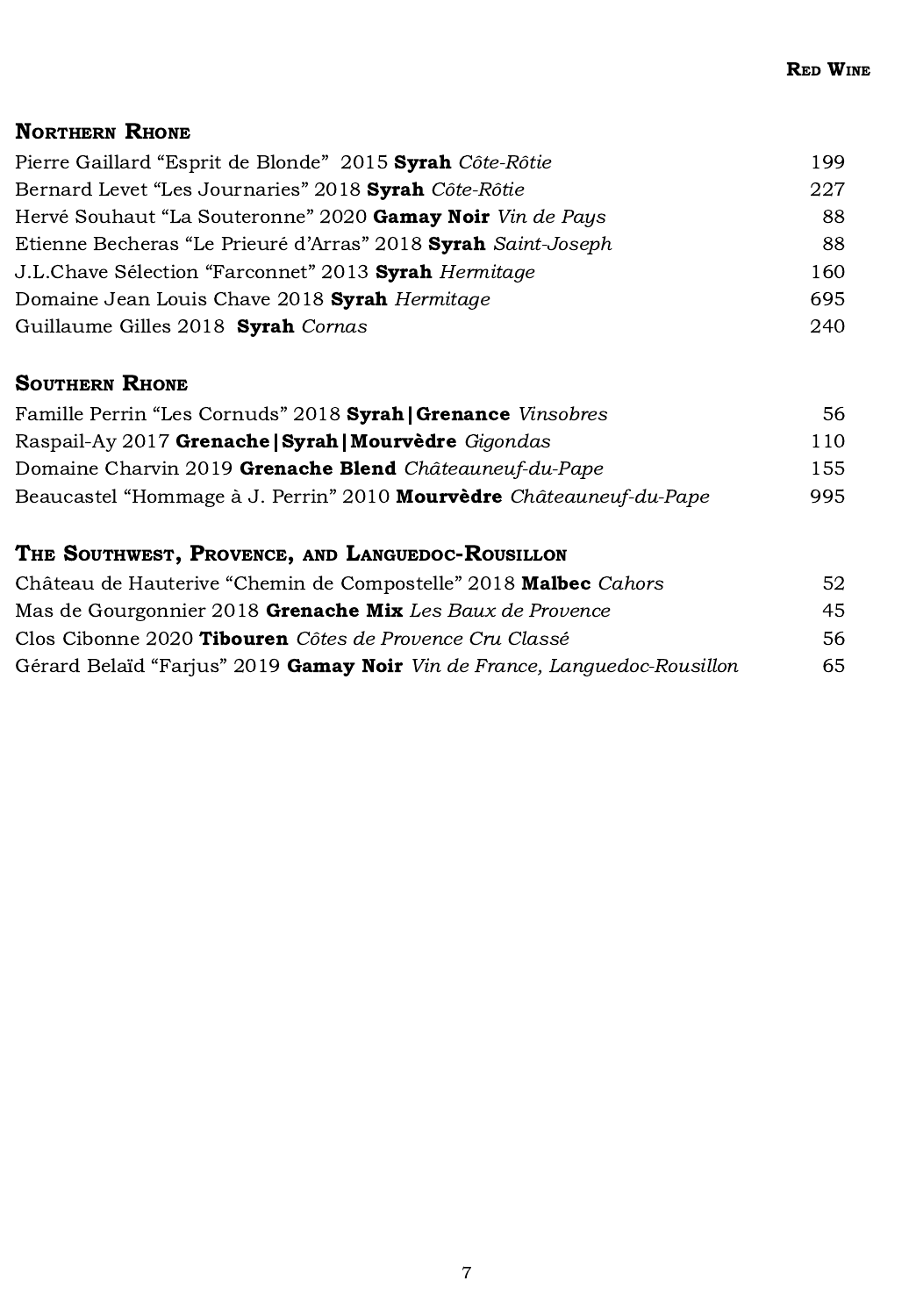## Northern Rhone

| Wine | Price |
|---|---|
| Pierre Gaillard "Esprit de Blonde" 2015 **Syrah** *Côte-Rôtie* | 199 |
| Bernard Levet "Les Journaries" 2018 **Syrah** *Côte-Rôtie* | 227 |
| Hervé Souhaut "La Souteronne" 2020 **Gamay Noir** *Vin de Pays* | 88 |
| Etienne Becheras "Le Prieuré d'Arras" 2018 **Syrah** *Saint-Joseph* | 88 |
| J.L.Chave Sélection "Farconnet" 2013 **Syrah** *Hermitage* | 160 |
| Domaine Jean Louis Chave 2018 **Syrah** *Hermitage* | 695 |
| Guillaume Gilles 2018 **Syrah** *Cornas* | 240 |

## Southern Rhone

| Wine | Price |
|---|---|
| Famille Perrin "Les Cornuds" 2018 **Syrah\|Grenance** *Vinsobres* | 56 |
| Raspail-Ay 2017 **Grenache\|Syrah\|Mourvèdre** *Gigondas* | 110 |
| Domaine Charvin 2019 **Grenache Blend** *Châteauneuf-du-Pape* | 155 |
| Beaucastel "Hommage à J. Perrin" 2010 **Mourvèdre** *Châteauneuf-du-Pape* | 995 |

## The Southwest, Provence, and Languedoc-Rousillon

| Wine | Price |
|---|---|
| Château de Hauterive "Chemin de Compostelle" 2018 **Malbec** *Cahors* | 52 |
| Mas de Gourgonnier 2018 **Grenache Mix** *Les Baux de Provence* | 45 |
| Clos Cibonne 2020 **Tibouren** *Côtes de Provence Cru Classé* | 56 |
| Gérard Belaïd "Farjus" 2019 **Gamay Noir** *Vin de France, Languedoc-Rousillon* | 65 |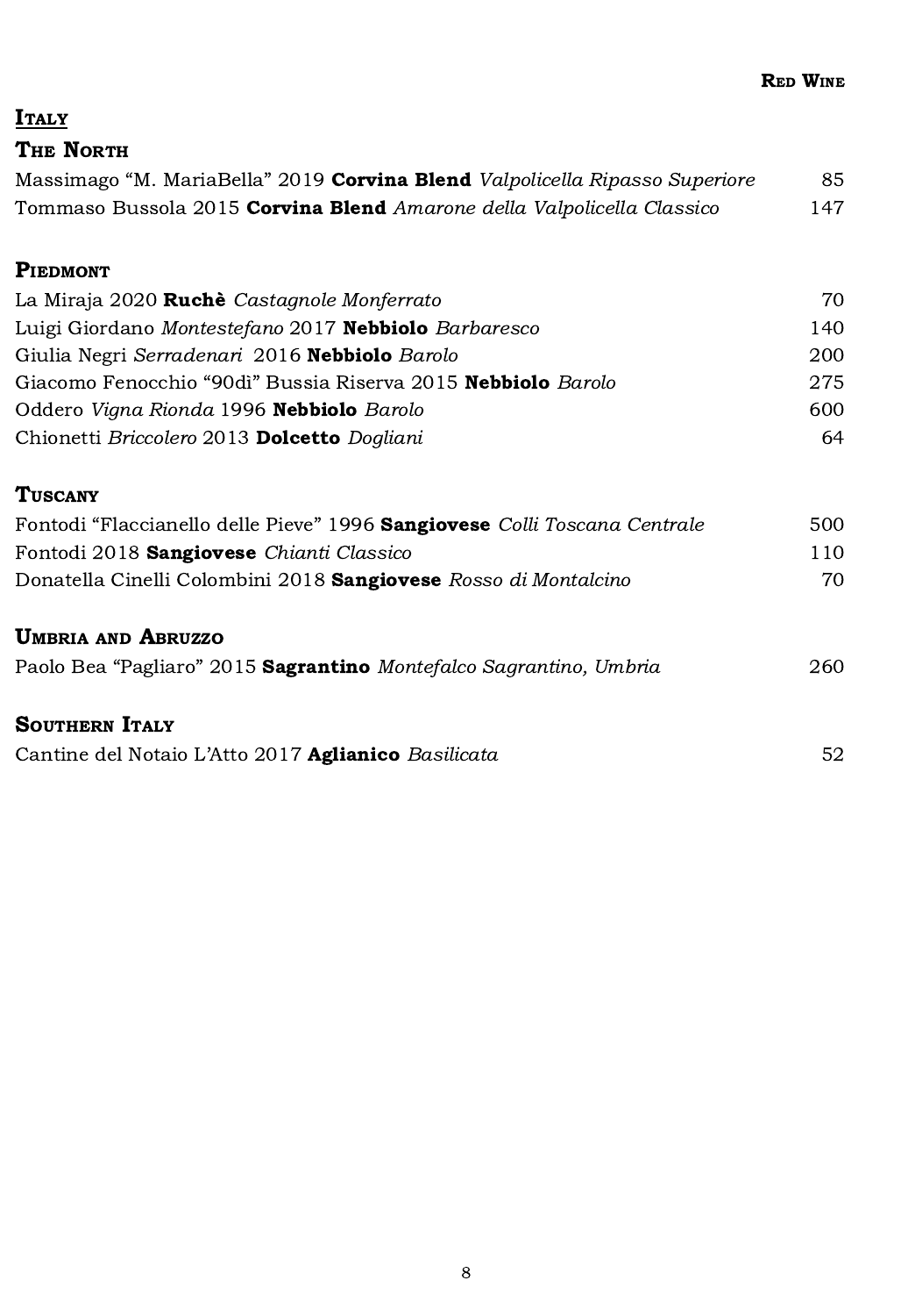**Red Wine**

# Italy

## The North

Massimago "M. MariaBella" 2019 **Corvina Blend** *Valpolicella Ripasso Superiore* 85

Tommaso Bussola 2015 **Corvina Blend** *Amarone della Valpolicella Classico* 147

## Piedmont

La Miraja 2020 **Ruchè** *Castagnole Monferrato* 70

Luigi Giordano *Montestefano* 2017 **Nebbiolo** *Barbaresco* 140

Giulia Negri *Serradenari* 2016 **Nebbiolo** *Barolo* 200

Giacomo Fenocchio "90dì" Bussia Riserva 2015 **Nebbiolo** *Barolo* 275

Oddero *Vigna Rionda* 1996 **Nebbiolo** *Barolo* 600

Chionetti *Briccolero* 2013 **Dolcetto** *Dogliani* 64

## Tuscany

Fontodi "Flaccianello delle Pieve" 1996 **Sangiovese** *Colli Toscana Centrale* 500

Fontodi 2018 **Sangiovese** *Chianti Classico* 110

Donatella Cinelli Colombini 2018 **Sangiovese** *Rosso di Montalcino* 70

## Umbria and Abruzzo

Paolo Bea "Pagliaro" 2015 **Sagrantino** *Montefalco Sagrantino, Umbria* 260

## Southern Italy

Cantine del Notaio L'Atto 2017 **Aglianico** *Basilicata* 52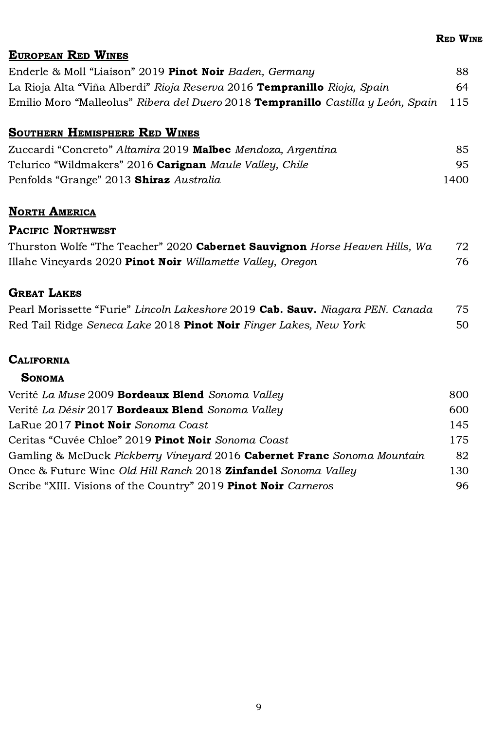## European Red Wines

| | |
|---|---|
| Enderle & Moll "Liaison" 2019 **Pinot Noir** *Baden, Germany* | 88 |
| La Rioja Alta "Viña Alberdi" *Rioja Reserva* 2016 **Tempranillo** *Rioja, Spain* | 64 |
| Emilio Moro "Malleolus" *Ribera del Duero* 2018 **Tempranillo** *Castilla y León, Spain* | 115 |

## Southern Hemisphere Red Wines

| | |
|---|---|
| Zuccardi "Concreto" *Altamira* 2019 **Malbec** *Mendoza, Argentina* | 85 |
| Telurico "Wildmakers" 2016 **Carignan** *Maule Valley, Chile* | 95 |
| Penfolds "Grange" 2013 **Shiraz** *Australia* | 1400 |

## North America

### Pacific Northwest

| | |
|---|---|
| Thurston Wolfe "The Teacher" 2020 **Cabernet Sauvignon** *Horse Heaven Hills, Wa* | 72 |
| Illahe Vineyards 2020 **Pinot Noir** *Willamette Valley, Oregon* | 76 |

### Great Lakes

| | |
|---|---|
| Pearl Morissette "Furie" *Lincoln Lakeshore* 2019 **Cab. Sauv.** *Niagara PEN. Canada* | 75 |
| Red Tail Ridge *Seneca Lake* 2018 **Pinot Noir** *Finger Lakes, New York* | 50 |

### California

#### Sonoma

| | |
|---|---|
| Verité *La Muse* 2009 **Bordeaux Blend** *Sonoma Valley* | 800 |
| Verité *La Désir* 2017 **Bordeaux Blend** *Sonoma Valley* | 600 |
| LaRue 2017 **Pinot Noir** *Sonoma Coast* | 145 |
| Ceritas "Cuvée Chloe" 2019 **Pinot Noir** *Sonoma Coast* | 175 |
| Gamling & McDuck *Pickberry Vineyard* 2016 **Cabernet Franc** *Sonoma Mountain* | 82 |
| Once & Future Wine *Old Hill Ranch* 2018 **Zinfandel** *Sonoma Valley* | 130 |
| Scribe "XIII. Visions of the Country" 2019 **Pinot Noir** *Carneros* | 96 |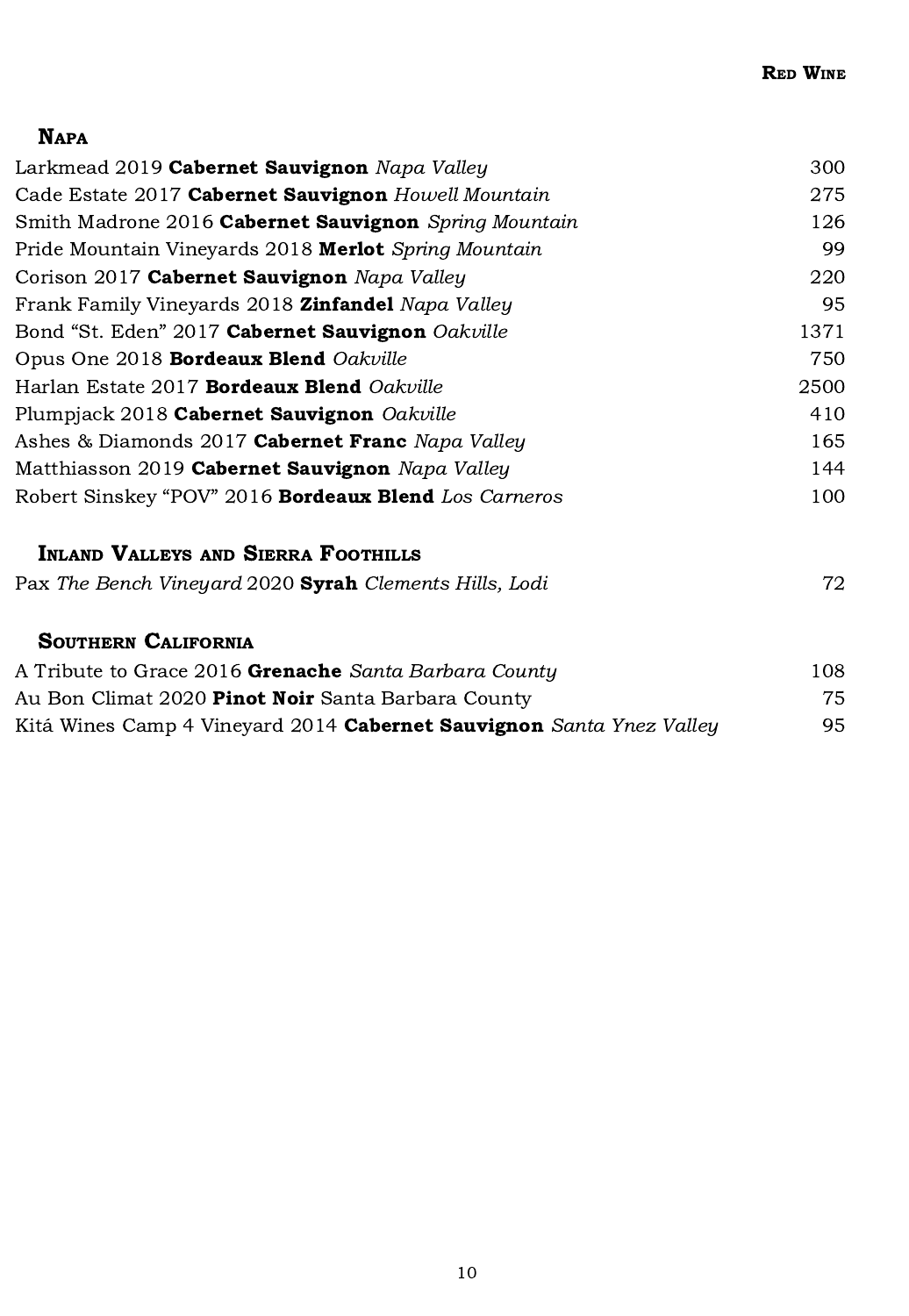## Red Wine

### Napa

| | |
|---|---|
| Larkmead 2019 **Cabernet Sauvignon** *Napa Valley* | 300 |
| Cade Estate 2017 **Cabernet Sauvignon** *Howell Mountain* | 275 |
| Smith Madrone 2016 **Cabernet Sauvignon** *Spring Mountain* | 126 |
| Pride Mountain Vineyards 2018 **Merlot** *Spring Mountain* | 99 |
| Corison 2017 **Cabernet Sauvignon** *Napa Valley* | 220 |
| Frank Family Vineyards 2018 **Zinfandel** *Napa Valley* | 95 |
| Bond "St. Eden" 2017 **Cabernet Sauvignon** *Oakville* | 1371 |
| Opus One 2018 **Bordeaux Blend** *Oakville* | 750 |
| Harlan Estate 2017 **Bordeaux Blend** *Oakville* | 2500 |
| Plumpjack 2018 **Cabernet Sauvignon** *Oakville* | 410 |
| Ashes & Diamonds 2017 **Cabernet Franc** *Napa Valley* | 165 |
| Matthiasson 2019 **Cabernet Sauvignon** *Napa Valley* | 144 |
| Robert Sinskey "POV" 2016 **Bordeaux Blend** *Los Carneros* | 100 |

### Inland Valleys and Sierra Foothills

| | |
|---|---|
| Pax *The Bench Vineyard* 2020 **Syrah** *Clements Hills, Lodi* | 72 |

### Southern California

| | |
|---|---|
| A Tribute to Grace 2016 **Grenache** *Santa Barbara County* | 108 |
| Au Bon Climat 2020 **Pinot Noir** Santa Barbara County | 75 |
| Kitá Wines Camp 4 Vineyard 2014 **Cabernet Sauvignon** *Santa Ynez Valley* | 95 |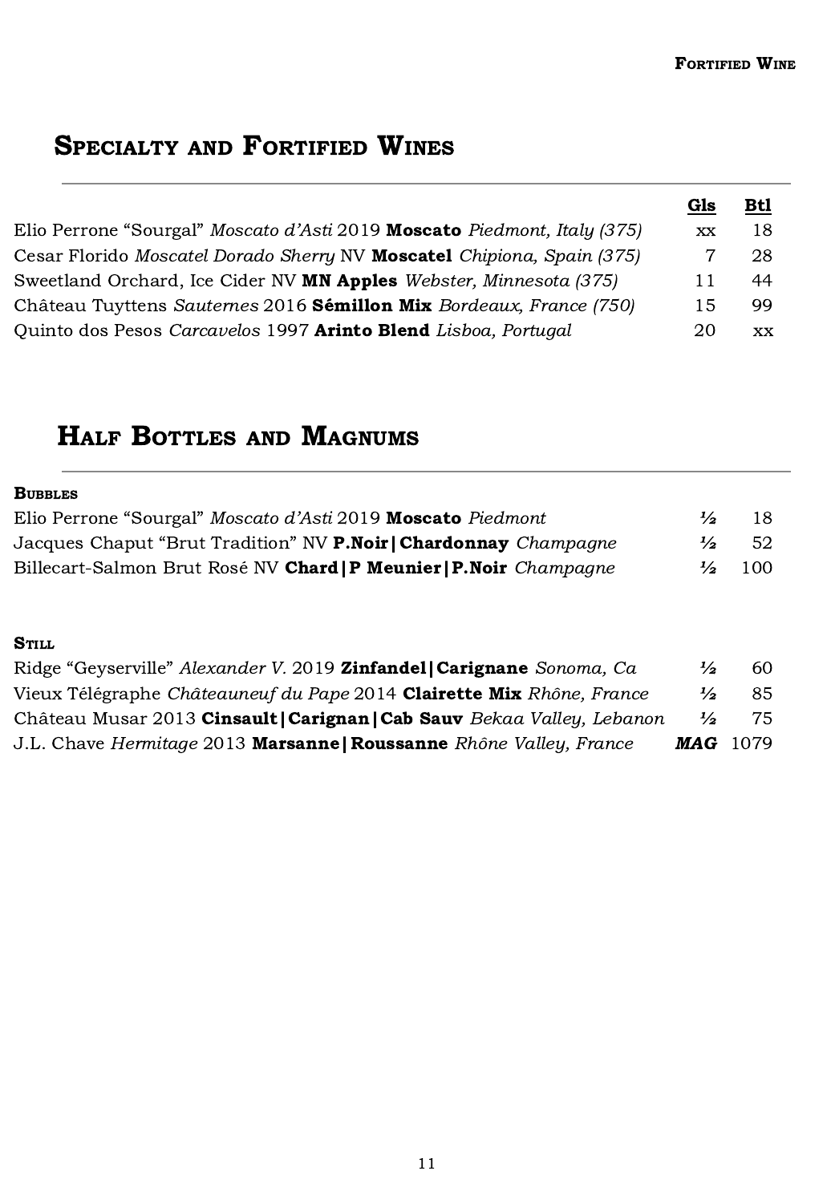## Specialty and Fortified Wines

| | Gls | Btl |
|---|---|---|
| Elio Perrone "Sourgal" *Moscato d'Asti* 2019 **Moscato** *Piedmont, Italy (375)* | xx | 18 |
| Cesar Florido *Moscatel Dorado Sherry* NV **Moscatel** *Chipiona, Spain (375)* | 7 | 28 |
| Sweetland Orchard, Ice Cider NV **MN Apples** *Webster, Minnesota (375)* | 11 | 44 |
| Château Tuyttens *Sauternes* 2016 **Sémillon Mix** *Bordeaux, France (750)* | 15 | 99 |
| Quinto dos Pesos *Carcavelos* 1997 **Arinto Blend** *Lisboa, Portugal* | 20 | xx |

## Half Bottles and Magnums

### Bubbles

| | | |
|---|---|---|
| Elio Perrone "Sourgal" *Moscato d'Asti* 2019 **Moscato** *Piedmont* | ½ | 18 |
| Jacques Chaput "Brut Tradition" NV **P.Noir\|Chardonnay** *Champagne* | ½ | 52 |
| Billecart-Salmon Brut Rosé NV **Chard\|P Meunier\|P.Noir** *Champagne* | ½ | 100 |

### Still

| | | |
|---|---|---|
| Ridge "Geyserville" *Alexander V.* 2019 **Zinfandel\|Carignane** *Sonoma, Ca* | ½ | 60 |
| Vieux Télégraphe *Châteauneuf du Pape* 2014 **Clairette Mix** *Rhône, France* | ½ | 85 |
| Château Musar 2013 **Cinsault\|Carignan\|Cab Sauv** *Bekaa Valley, Lebanon* | ½ | 75 |
| J.L. Chave *Hermitage* 2013 **Marsanne\|Roussanne** *Rhône Valley, France* | ***MAG*** | 1079 |